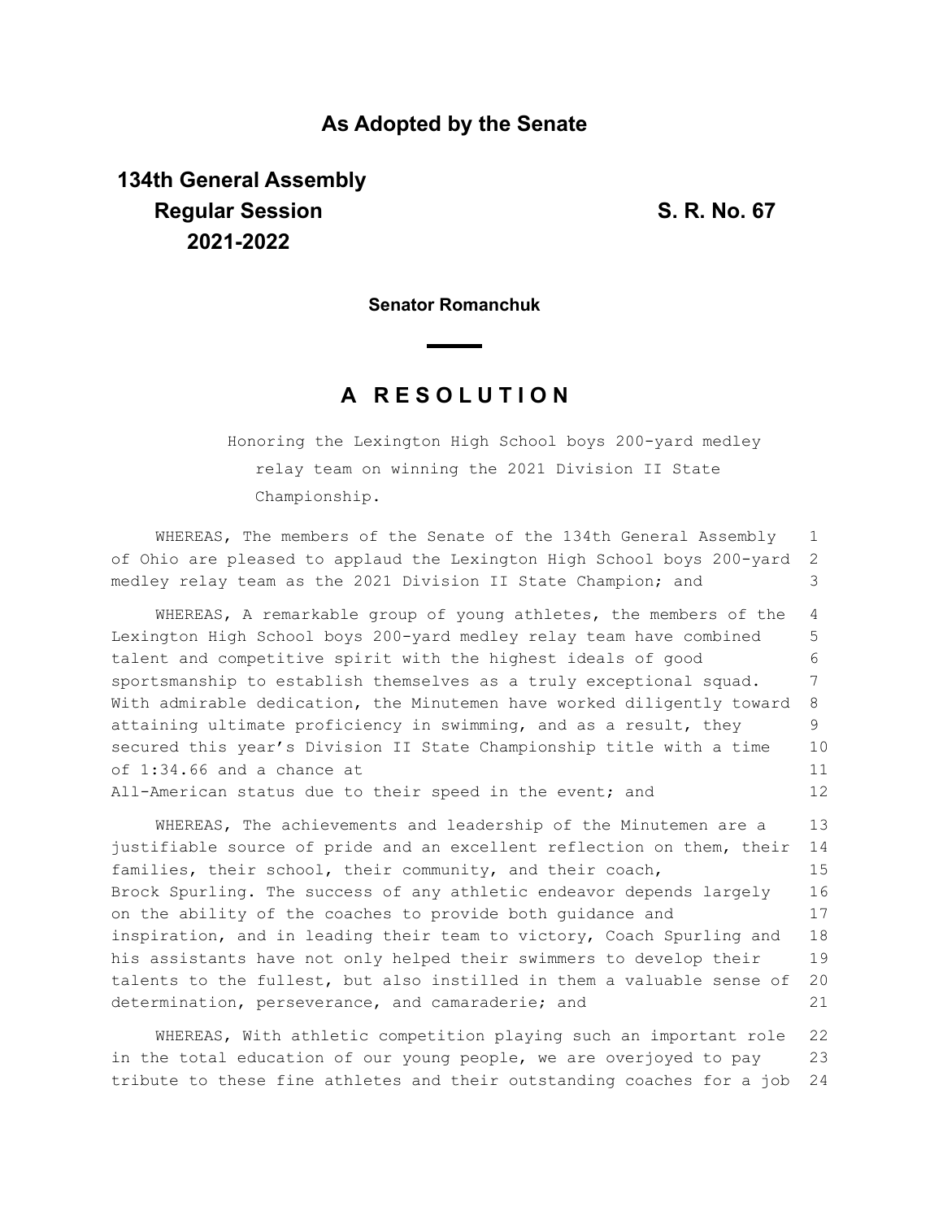## As Adopted by the Senate

**134th General Assembly**
**Regular Session**
**2021-2022**

**S. R. No. 67**

**Senator Romanchuk**

# A R E S O L U T I O N

Honoring the Lexington High School boys 200-yard medley relay team on winning the 2021 Division II State Championship.

WHEREAS, The members of the Senate of the 134th General Assembly of Ohio are pleased to applaud the Lexington High School boys 200-yard medley relay team as the 2021 Division II State Champion; and

WHEREAS, A remarkable group of young athletes, the members of the Lexington High School boys 200-yard medley relay team have combined talent and competitive spirit with the highest ideals of good sportsmanship to establish themselves as a truly exceptional squad. With admirable dedication, the Minutemen have worked diligently toward attaining ultimate proficiency in swimming, and as a result, they secured this year's Division II State Championship title with a time of 1:34.66 and a chance at All-American status due to their speed in the event; and

WHEREAS, The achievements and leadership of the Minutemen are a justifiable source of pride and an excellent reflection on them, their families, their school, their community, and their coach, Brock Spurling. The success of any athletic endeavor depends largely on the ability of the coaches to provide both guidance and inspiration, and in leading their team to victory, Coach Spurling and his assistants have not only helped their swimmers to develop their talents to the fullest, but also instilled in them a valuable sense of determination, perseverance, and camaraderie; and

WHEREAS, With athletic competition playing such an important role in the total education of our young people, we are overjoyed to pay tribute to these fine athletes and their outstanding coaches for a job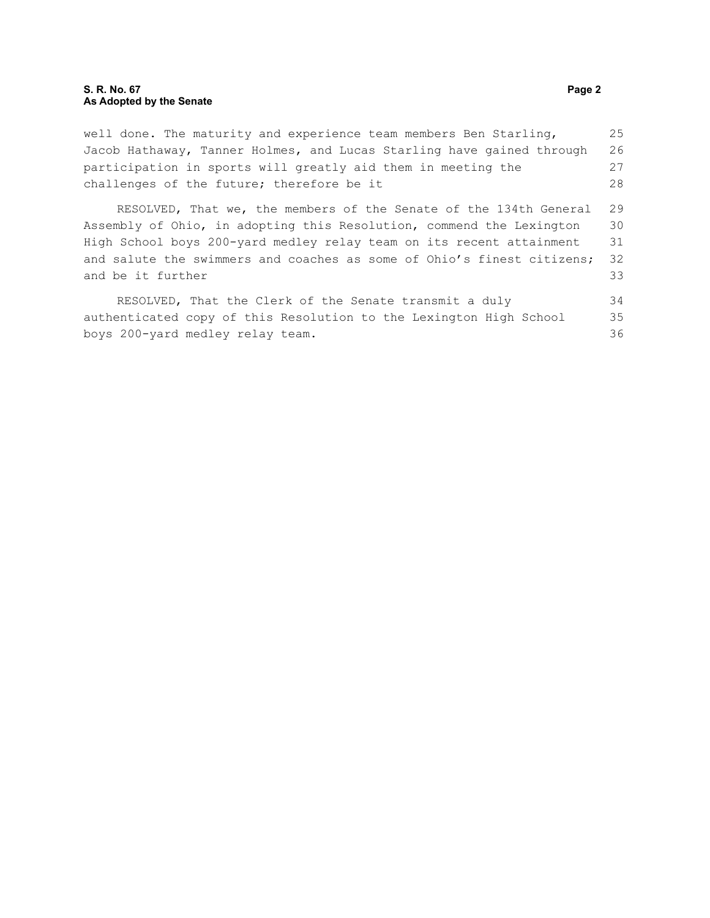well done. The maturity and experience team members Ben Starling, Jacob Hathaway, Tanner Holmes, and Lucas Starling have gained through participation in sports will greatly aid them in meeting the challenges of the future; therefore be it

RESOLVED, That we, the members of the Senate of the 134th General Assembly of Ohio, in adopting this Resolution, commend the Lexington High School boys 200-yard medley relay team on its recent attainment and salute the swimmers and coaches as some of Ohio's finest citizens; and be it further

RESOLVED, That the Clerk of the Senate transmit a duly authenticated copy of this Resolution to the Lexington High School boys 200-yard medley relay team.